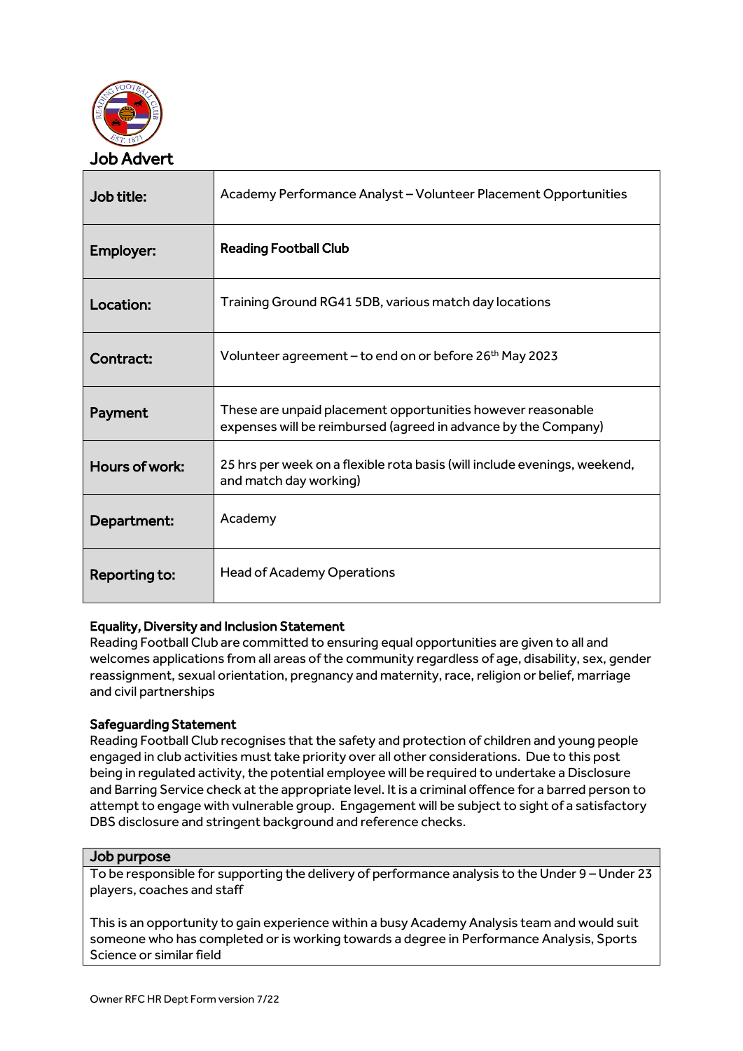# Job Advert

| | |
|---|---|
| **Job title:** | Academy Performance Analyst – Volunteer Placement Opportunities |
| **Employer:** | **Reading Football Club** |
| **Location:** | Training Ground RG41 5DB, various match day locations |
| **Contract:** | Volunteer agreement – to end on or before 26th May 2023 |
| **Payment** | These are unpaid placement opportunities however reasonable expenses will be reimbursed (agreed in advance by the Company) |
| **Hours of work:** | 25 hrs per week on a flexible rota basis (will include evenings, weekend, and match day working) |
| **Department:** | Academy |
| **Reporting to:** | Head of Academy Operations |

**Equality, Diversity and Inclusion Statement**

Reading Football Club are committed to ensuring equal opportunities are given to all and welcomes applications from all areas of the community regardless of age, disability, sex, gender reassignment, sexual orientation, pregnancy and maternity, race, religion or belief, marriage and civil partnerships

**Safeguarding Statement**

Reading Football Club recognises that the safety and protection of children and young people engaged in club activities must take priority over all other considerations. Due to this post being in regulated activity, the potential employee will be required to undertake a Disclosure and Barring Service check at the appropriate level. It is a criminal offence for a barred person to attempt to engage with vulnerable group. Engagement will be subject to sight of a satisfactory DBS disclosure and stringent background and reference checks.

**Job purpose**

To be responsible for supporting the delivery of performance analysis to the Under 9 – Under 23 players, coaches and staff

This is an opportunity to gain experience within a busy Academy Analysis team and would suit someone who has completed or is working towards a degree in Performance Analysis, Sports Science or similar field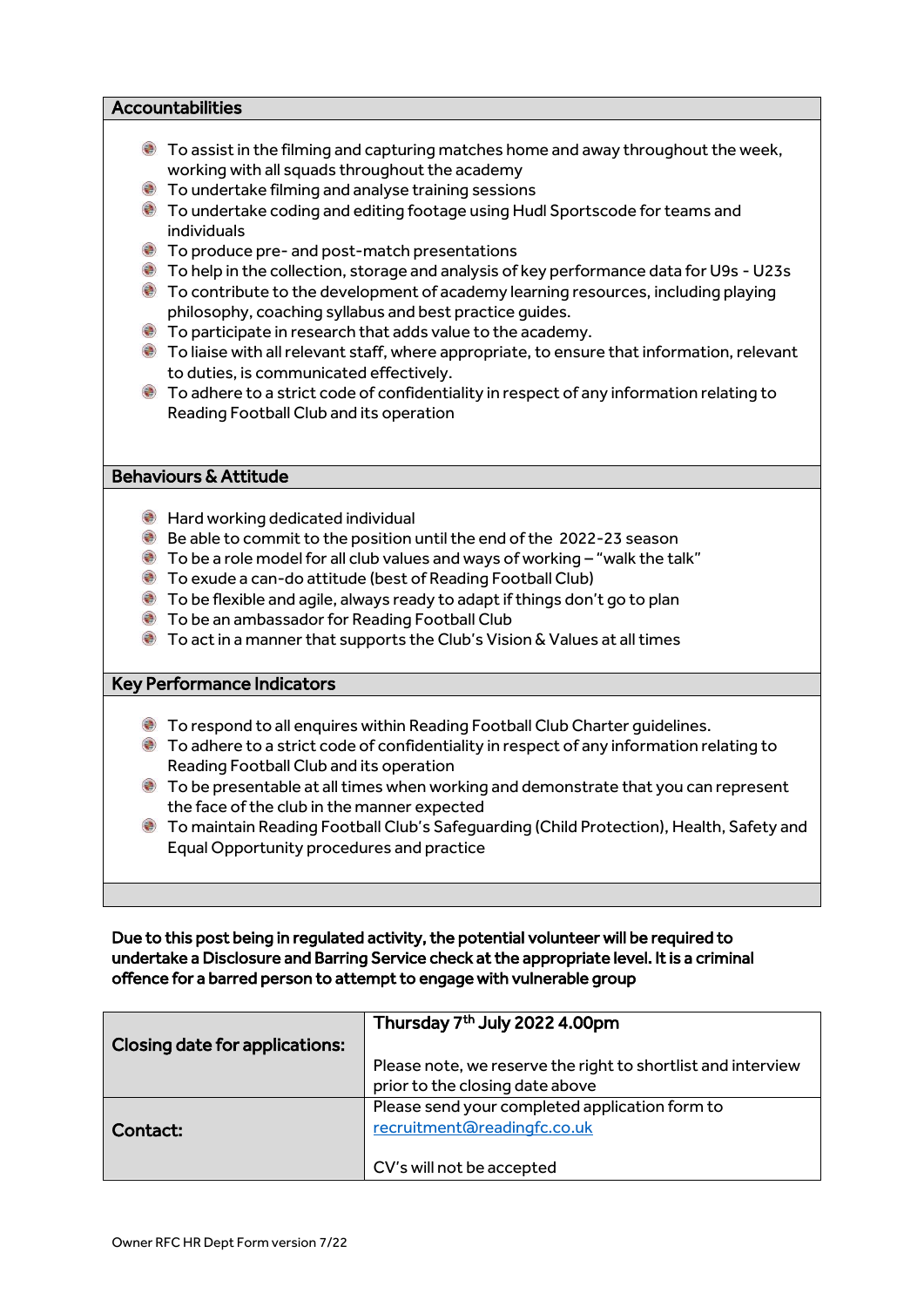## Accountabilities

- To assist in the filming and capturing matches home and away throughout the week, working with all squads throughout the academy
- To undertake filming and analyse training sessions
- To undertake coding and editing footage using Hudl Sportscode for teams and individuals
- To produce pre- and post-match presentations
- To help in the collection, storage and analysis of key performance data for U9s - U23s
- To contribute to the development of academy learning resources, including playing philosophy, coaching syllabus and best practice guides.
- To participate in research that adds value to the academy.
- To liaise with all relevant staff, where appropriate, to ensure that information, relevant to duties, is communicated effectively.
- To adhere to a strict code of confidentiality in respect of any information relating to Reading Football Club and its operation

## Behaviours & Attitude

- Hard working dedicated individual
- Be able to commit to the position until the end of the 2022-23 season
- To be a role model for all club values and ways of working – "walk the talk"
- To exude a can-do attitude (best of Reading Football Club)
- To be flexible and agile, always ready to adapt if things don't go to plan
- To be an ambassador for Reading Football Club
- To act in a manner that supports the Club's Vision & Values at all times

## Key Performance Indicators

- To respond to all enquires within Reading Football Club Charter guidelines.
- To adhere to a strict code of confidentiality in respect of any information relating to Reading Football Club and its operation
- To be presentable at all times when working and demonstrate that you can represent the face of the club in the manner expected
- To maintain Reading Football Club's Safeguarding (Child Protection), Health, Safety and Equal Opportunity procedures and practice

**Due to this post being in regulated activity, the potential volunteer will be required to undertake a Disclosure and Barring Service check at the appropriate level. It is a criminal offence for a barred person to attempt to engage with vulnerable group**

| | |
|---|---|
| Closing date for applications: | **Thursday 7th July 2022 4.00pm**<br><br>Please note, we reserve the right to shortlist and interview prior to the closing date above |
| Contact: | Please send your completed application form to recruitment@readingfc.co.uk<br><br>CV's will not be accepted |

Owner RFC HR Dept Form version 7/22